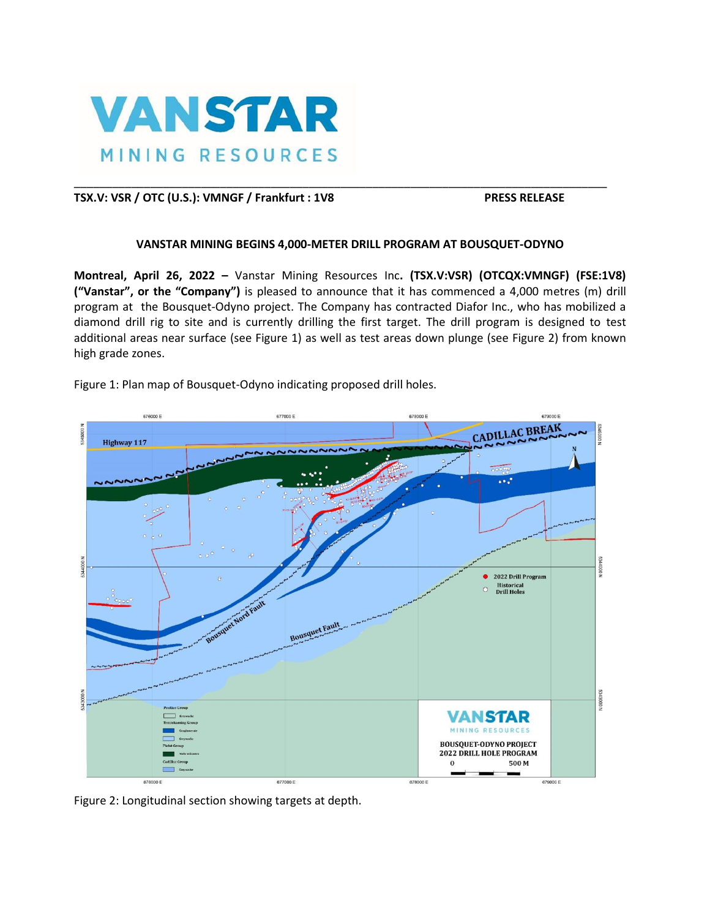**TSX.V: VSR / OTC (U.S.): VMNGF / Frankfurt : 1V8** **PRESS RELEASE**

## VANSTAR MINING BEGINS 4,000-METER DRILL PROGRAM AT BOUSQUET-ODYNO

**Montreal, April 26, 2022 –** Vanstar Mining Resources Inc**. (TSX.V:VSR) (OTCQX:VMNGF) (FSE:1V8) ("Vanstar", or the "Company")** is pleased to announce that it has commenced a 4,000 metres (m) drill program at the Bousquet-Odyno project. The Company has contracted Diafor Inc., who has mobilized a diamond drill rig to site and is currently drilling the first target. The drill program is designed to test additional areas near surface (see Figure 1) as well as test areas down plunge (see Figure 2) from known high grade zones.

Figure 1: Plan map of Bousquet-Odyno indicating proposed drill holes.

Figure 2: Longitudinal section showing targets at depth.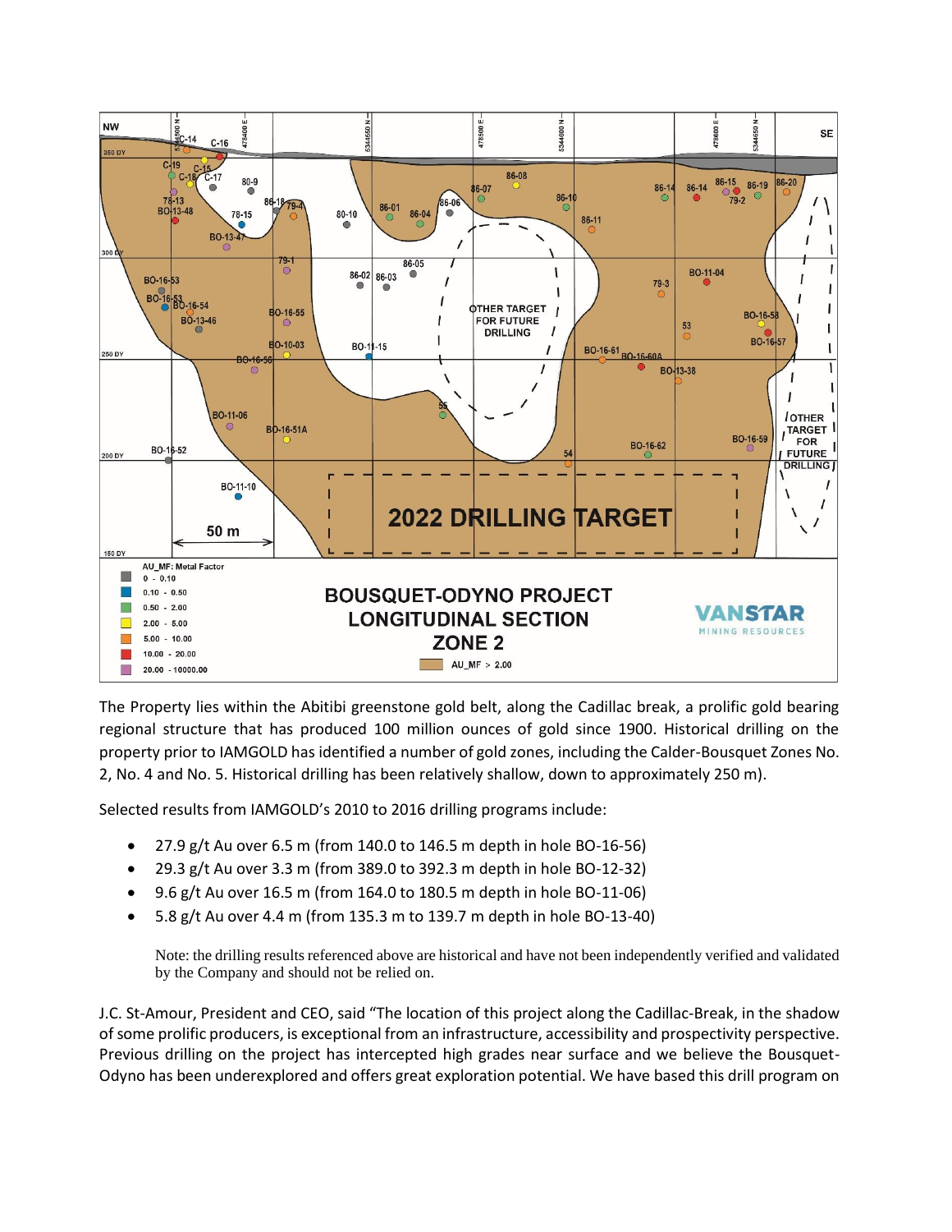The Property lies within the Abitibi greenstone gold belt, along the Cadillac break, a prolific gold bearing regional structure that has produced 100 million ounces of gold since 1900. Historical drilling on the property prior to IAMGOLD has identified a number of gold zones, including the Calder-Bousquet Zones No. 2, No. 4 and No. 5. Historical drilling has been relatively shallow, down to approximately 250 m).

Selected results from IAMGOLD's 2010 to 2016 drilling programs include:

- 27.9 g/t Au over 6.5 m (from 140.0 to 146.5 m depth in hole BO-16-56)
- 29.3 g/t Au over 3.3 m (from 389.0 to 392.3 m depth in hole BO-12-32)
- 9.6 g/t Au over 16.5 m (from 164.0 to 180.5 m depth in hole BO-11-06)
- 5.8 g/t Au over 4.4 m (from 135.3 m to 139.7 m depth in hole BO-13-40)

Note: the drilling results referenced above are historical and have not been independently verified and validated by the Company and should not be relied on.

J.C. St-Amour, President and CEO, said "The location of this project along the Cadillac-Break, in the shadow of some prolific producers, is exceptional from an infrastructure, accessibility and prospectivity perspective. Previous drilling on the project has intercepted high grades near surface and we believe the Bousquet-Odyno has been underexplored and offers great exploration potential. We have based this drill program on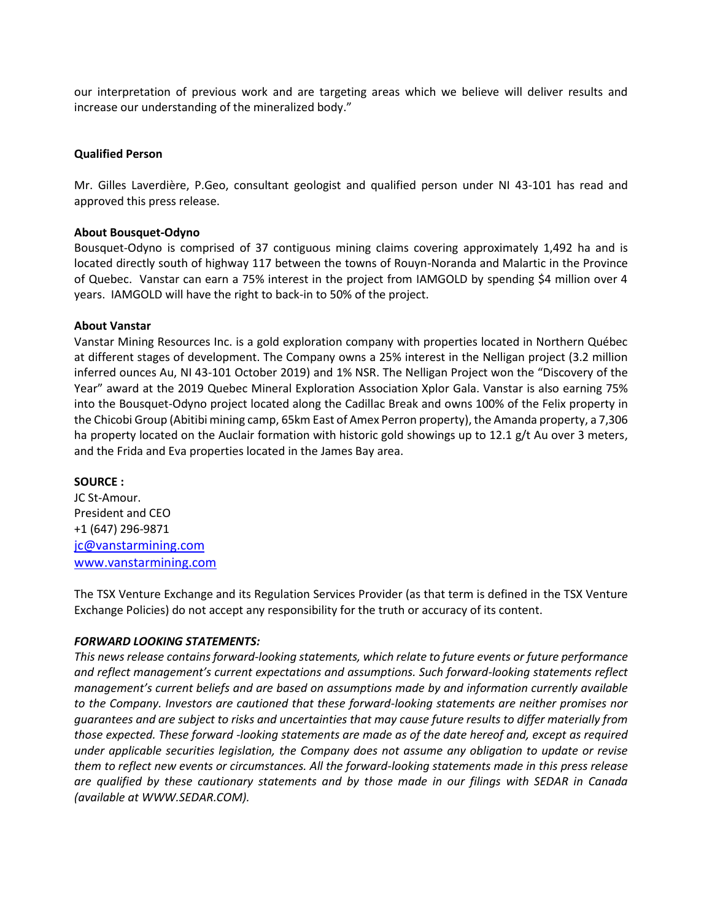our interpretation of previous work and are targeting areas which we believe will deliver results and increase our understanding of the mineralized body."

**Qualified Person**

Mr. Gilles Laverdière, P.Geo, consultant geologist and qualified person under NI 43-101 has read and approved this press release.

**About Bousquet-Odyno**

Bousquet-Odyno is comprised of 37 contiguous mining claims covering approximately 1,492 ha and is located directly south of highway 117 between the towns of Rouyn-Noranda and Malartic in the Province of Quebec. Vanstar can earn a 75% interest in the project from IAMGOLD by spending $4 million over 4 years. IAMGOLD will have the right to back-in to 50% of the project.

**About Vanstar**

Vanstar Mining Resources Inc. is a gold exploration company with properties located in Northern Québec at different stages of development. The Company owns a 25% interest in the Nelligan project (3.2 million inferred ounces Au, NI 43-101 October 2019) and 1% NSR. The Nelligan Project won the "Discovery of the Year" award at the 2019 Quebec Mineral Exploration Association Xplor Gala. Vanstar is also earning 75% into the Bousquet-Odyno project located along the Cadillac Break and owns 100% of the Felix property in the Chicobi Group (Abitibi mining camp, 65km East of Amex Perron property), the Amanda property, a 7,306 ha property located on the Auclair formation with historic gold showings up to 12.1 g/t Au over 3 meters, and the Frida and Eva properties located in the James Bay area.

**SOURCE :**
JC St-Amour.
President and CEO
+1 (647) 296-9871
jc@vanstarmining.com
www.vanstarmining.com

The TSX Venture Exchange and its Regulation Services Provider (as that term is defined in the TSX Venture Exchange Policies) do not accept any responsibility for the truth or accuracy of its content.

***FORWARD LOOKING STATEMENTS:***

*This news release contains forward-looking statements, which relate to future events or future performance and reflect management's current expectations and assumptions. Such forward-looking statements reflect management's current beliefs and are based on assumptions made by and information currently available to the Company. Investors are cautioned that these forward-looking statements are neither promises nor guarantees and are subject to risks and uncertainties that may cause future results to differ materially from those expected. These forward -looking statements are made as of the date hereof and, except as required under applicable securities legislation, the Company does not assume any obligation to update or revise them to reflect new events or circumstances. All the forward-looking statements made in this press release are qualified by these cautionary statements and by those made in our filings with SEDAR in Canada (available at WWW.SEDAR.COM).*